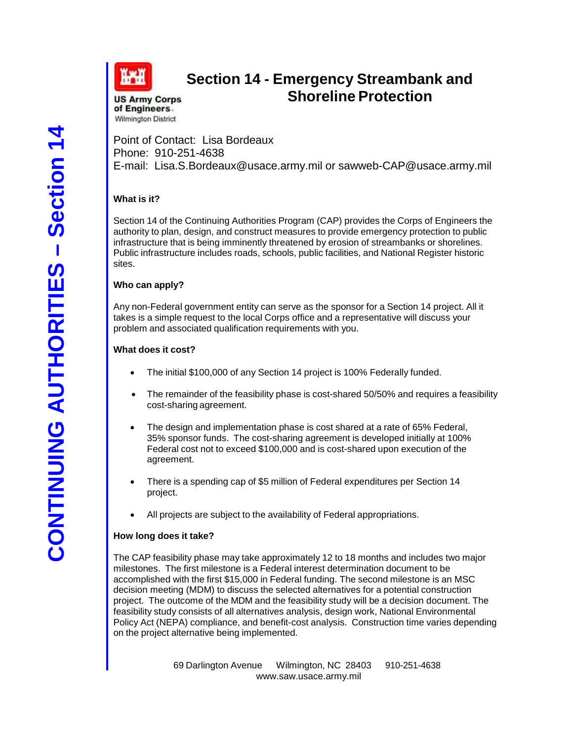US Army Corps of Engineers
Wilmington District

# Section 14 - Emergency Streambank and Shoreline Protection

Point of Contact: Lisa Bordeaux
Phone: 910-251-4638
E-mail: Lisa.S.Bordeaux@usace.army.mil or sawweb-CAP@usace.army.mil

**What is it?**

Section 14 of the Continuing Authorities Program (CAP) provides the Corps of Engineers the authority to plan, design, and construct measures to provide emergency protection to public infrastructure that is being imminently threatened by erosion of streambanks or shorelines. Public infrastructure includes roads, schools, public facilities, and National Register historic sites.

**Who can apply?**

Any non-Federal government entity can serve as the sponsor for a Section 14 project. All it takes is a simple request to the local Corps office and a representative will discuss your problem and associated qualification requirements with you.

**What does it cost?**

- The initial $100,000 of any Section 14 project is 100% Federally funded.
- The remainder of the feasibility phase is cost-shared 50/50% and requires a feasibility cost-sharing agreement.
- The design and implementation phase is cost shared at a rate of 65% Federal, 35% sponsor funds. The cost-sharing agreement is developed initially at 100% Federal cost not to exceed $100,000 and is cost-shared upon execution of the agreement.
- There is a spending cap of $5 million of Federal expenditures per Section 14 project.
- All projects are subject to the availability of Federal appropriations.

**How long does it take?**

The CAP feasibility phase may take approximately 12 to 18 months and includes two major milestones. The first milestone is a Federal interest determination document to be accomplished with the first $15,000 in Federal funding. The second milestone is an MSC decision meeting (MDM) to discuss the selected alternatives for a potential construction project. The outcome of the MDM and the feasibility study will be a decision document. The feasibility study consists of all alternatives analysis, design work, National Environmental Policy Act (NEPA) compliance, and benefit-cost analysis. Construction time varies depending on the project alternative being implemented.

69 Darlington Avenue Wilmington, NC 28403 910-251-4638
www.saw.usace.army.mil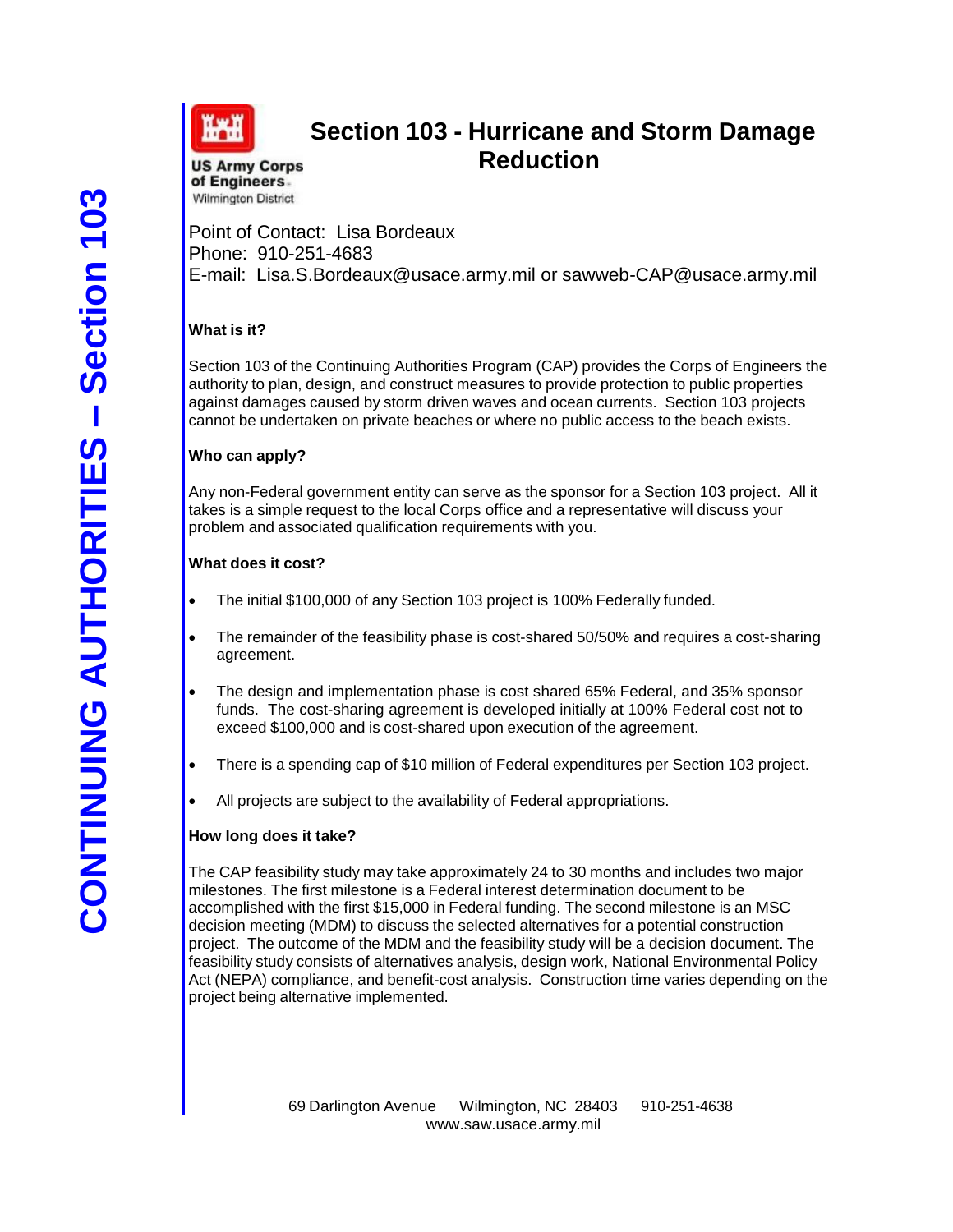# Section 103 - Hurricane and Storm Damage Reduction

US Army Corps of Engineers
Wilmington District

Point of Contact: Lisa Bordeaux
Phone: 910-251-4683
E-mail: Lisa.S.Bordeaux@usace.army.mil or sawweb-CAP@usace.army.mil

**What is it?**

Section 103 of the Continuing Authorities Program (CAP) provides the Corps of Engineers the authority to plan, design, and construct measures to provide protection to public properties against damages caused by storm driven waves and ocean currents. Section 103 projects cannot be undertaken on private beaches or where no public access to the beach exists.

**Who can apply?**

Any non-Federal government entity can serve as the sponsor for a Section 103 project. All it takes is a simple request to the local Corps office and a representative will discuss your problem and associated qualification requirements with you.

**What does it cost?**

- The initial $100,000 of any Section 103 project is 100% Federally funded.
- The remainder of the feasibility phase is cost-shared 50/50% and requires a cost-sharing agreement.
- The design and implementation phase is cost shared 65% Federal, and 35% sponsor funds. The cost-sharing agreement is developed initially at 100% Federal cost not to exceed $100,000 and is cost-shared upon execution of the agreement.
- There is a spending cap of $10 million of Federal expenditures per Section 103 project.
- All projects are subject to the availability of Federal appropriations.

**How long does it take?**

The CAP feasibility study may take approximately 24 to 30 months and includes two major milestones. The first milestone is a Federal interest determination document to be accomplished with the first $15,000 in Federal funding. The second milestone is an MSC decision meeting (MDM) to discuss the selected alternatives for a potential construction project. The outcome of the MDM and the feasibility study will be a decision document. The feasibility study consists of alternatives analysis, design work, National Environmental Policy Act (NEPA) compliance, and benefit-cost analysis. Construction time varies depending on the project being alternative implemented.

69 Darlington Avenue Wilmington, NC 28403 910-251-4638
www.saw.usace.army.mil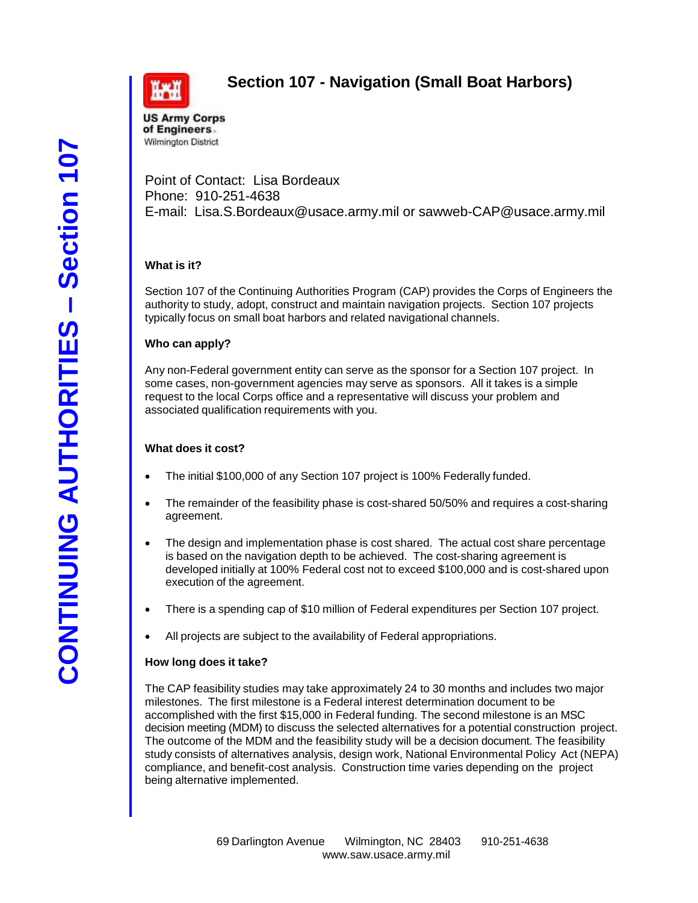# Section 107 - Navigation (Small Boat Harbors)

US Army Corps of Engineers
Wilmington District

Point of Contact: Lisa Bordeaux
Phone: 910-251-4638
E-mail: Lisa.S.Bordeaux@usace.army.mil or sawweb-CAP@usace.army.mil

**What is it?**

Section 107 of the Continuing Authorities Program (CAP) provides the Corps of Engineers the authority to study, adopt, construct and maintain navigation projects. Section 107 projects typically focus on small boat harbors and related navigational channels.

**Who can apply?**

Any non-Federal government entity can serve as the sponsor for a Section 107 project. In some cases, non-government agencies may serve as sponsors. All it takes is a simple request to the local Corps office and a representative will discuss your problem and associated qualification requirements with you.

**What does it cost?**

- The initial $100,000 of any Section 107 project is 100% Federally funded.
- The remainder of the feasibility phase is cost-shared 50/50% and requires a cost-sharing agreement.
- The design and implementation phase is cost shared. The actual cost share percentage is based on the navigation depth to be achieved. The cost-sharing agreement is developed initially at 100% Federal cost not to exceed $100,000 and is cost-shared upon execution of the agreement.
- There is a spending cap of $10 million of Federal expenditures per Section 107 project.
- All projects are subject to the availability of Federal appropriations.

**How long does it take?**

The CAP feasibility studies may take approximately 24 to 30 months and includes two major milestones. The first milestone is a Federal interest determination document to be accomplished with the first $15,000 in Federal funding. The second milestone is an MSC decision meeting (MDM) to discuss the selected alternatives for a potential construction project. The outcome of the MDM and the feasibility study will be a decision document. The feasibility study consists of alternatives analysis, design work, National Environmental Policy Act (NEPA) compliance, and benefit-cost analysis. Construction time varies depending on the project being alternative implemented.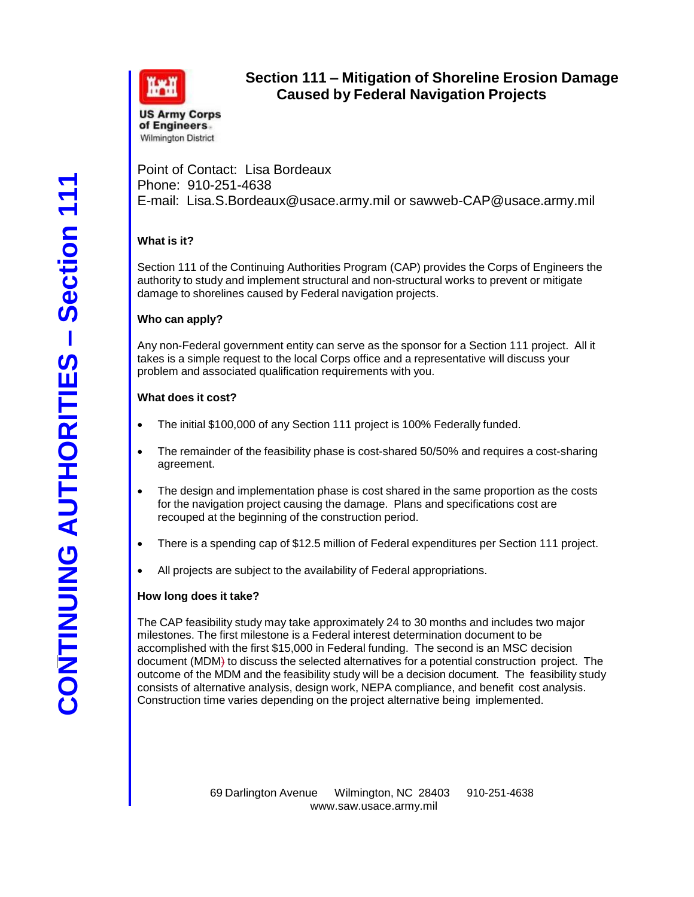US Army Corps of Engineers
Wilmington District

# Section 111 – Mitigation of Shoreline Erosion Damage Caused by Federal Navigation Projects

CONTINUING AUTHORITIES – Section 111

Point of Contact: Lisa Bordeaux
Phone: 910-251-4638
E-mail: Lisa.S.Bordeaux@usace.army.mil or sawweb-CAP@usace.army.mil

### What is it?

Section 111 of the Continuing Authorities Program (CAP) provides the Corps of Engineers the authority to study and implement structural and non-structural works to prevent or mitigate damage to shorelines caused by Federal navigation projects.

### Who can apply?

Any non-Federal government entity can serve as the sponsor for a Section 111 project. All it takes is a simple request to the local Corps office and a representative will discuss your problem and associated qualification requirements with you.

### What does it cost?

- The initial $100,000 of any Section 111 project is 100% Federally funded.
- The remainder of the feasibility phase is cost-shared 50/50% and requires a cost-sharing agreement.
- The design and implementation phase is cost shared in the same proportion as the costs for the navigation project causing the damage. Plans and specifications cost are recouped at the beginning of the construction period.
- There is a spending cap of $12.5 million of Federal expenditures per Section 111 project.
- All projects are subject to the availability of Federal appropriations.

### How long does it take?

The CAP feasibility study may take approximately 24 to 30 months and includes two major milestones. The first milestone is a Federal interest determination document to be accomplished with the first $15,000 in Federal funding. The second is an MSC decision document (MDM) to discuss the selected alternatives for a potential construction project. The outcome of the MDM and the feasibility study will be a decision document. The feasibility study consists of alternative analysis, design work, NEPA compliance, and benefit cost analysis. Construction time varies depending on the project alternative being implemented.

69 Darlington Avenue Wilmington, NC 28403 910-251-4638
www.saw.usace.army.mil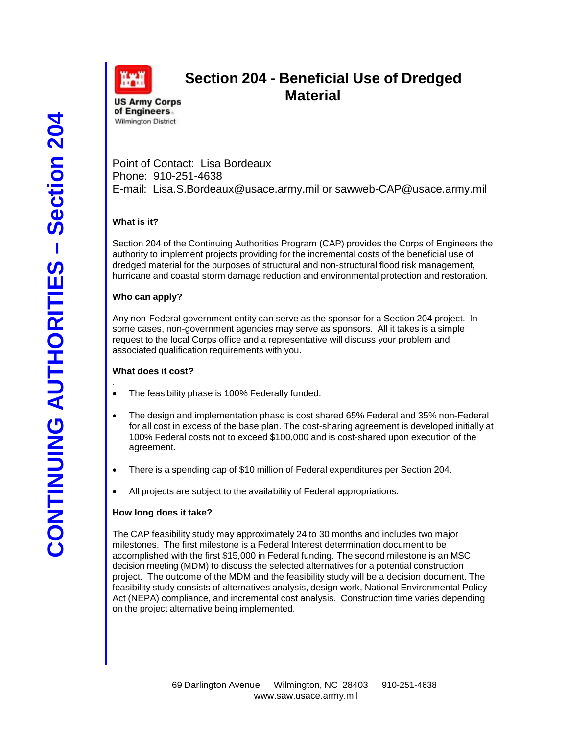US Army Corps of Engineers
Wilmington District

# Section 204 - Beneficial Use of Dredged Material

Point of Contact: Lisa Bordeaux
Phone: 910-251-4638
E-mail: Lisa.S.Bordeaux@usace.army.mil or sawweb-CAP@usace.army.mil

**What is it?**

Section 204 of the Continuing Authorities Program (CAP) provides the Corps of Engineers the authority to implement projects providing for the incremental costs of the beneficial use of dredged material for the purposes of structural and non-structural flood risk management, hurricane and coastal storm damage reduction and environmental protection and restoration.

**Who can apply?**

Any non-Federal government entity can serve as the sponsor for a Section 204 project. In some cases, non-government agencies may serve as sponsors. All it takes is a simple request to the local Corps office and a representative will discuss your problem and associated qualification requirements with you.

**What does it cost?**

- The feasibility phase is 100% Federally funded.
- The design and implementation phase is cost shared 65% Federal and 35% non-Federal for all cost in excess of the base plan. The cost-sharing agreement is developed initially at 100% Federal costs not to exceed $100,000 and is cost-shared upon execution of the agreement.
- There is a spending cap of $10 million of Federal expenditures per Section 204.
- All projects are subject to the availability of Federal appropriations.

**How long does it take?**

The CAP feasibility study may approximately 24 to 30 months and includes two major milestones. The first milestone is a Federal Interest determination document to be accomplished with the first $15,000 in Federal funding. The second milestone is an MSC decision meeting (MDM) to discuss the selected alternatives for a potential construction project. The outcome of the MDM and the feasibility study will be a decision document. The feasibility study consists of alternatives analysis, design work, National Environmental Policy Act (NEPA) compliance, and incremental cost analysis. Construction time varies depending on the project alternative being implemented.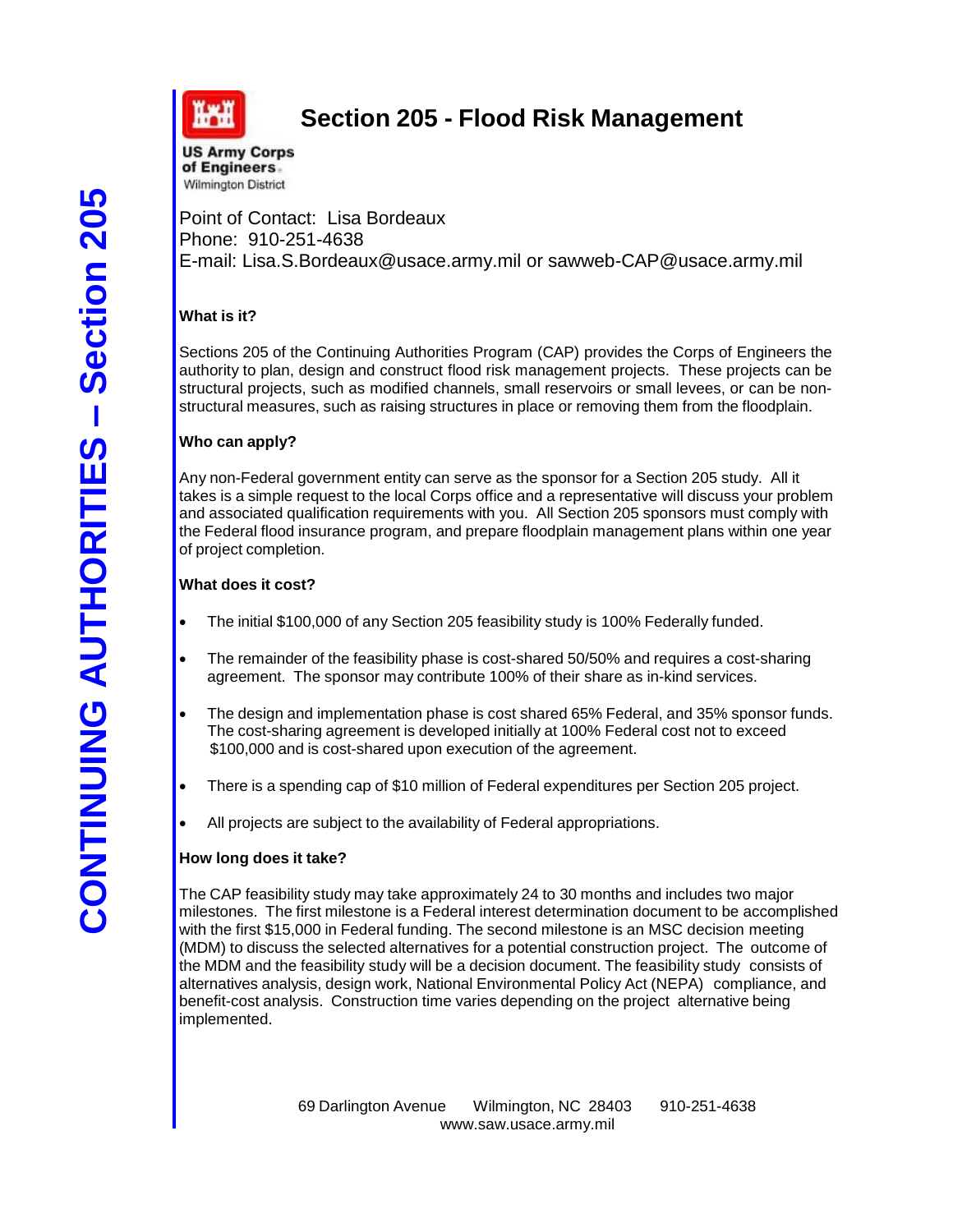# Section 205 - Flood Risk Management

US Army Corps of Engineers
Wilmington District

Point of Contact: Lisa Bordeaux
Phone: 910-251-4638
E-mail: Lisa.S.Bordeaux@usace.army.mil or sawweb-CAP@usace.army.mil

**What is it?**

Sections 205 of the Continuing Authorities Program (CAP) provides the Corps of Engineers the authority to plan, design and construct flood risk management projects. These projects can be structural projects, such as modified channels, small reservoirs or small levees, or can be non-structural measures, such as raising structures in place or removing them from the floodplain.

**Who can apply?**

Any non-Federal government entity can serve as the sponsor for a Section 205 study. All it takes is a simple request to the local Corps office and a representative will discuss your problem and associated qualification requirements with you. All Section 205 sponsors must comply with the Federal flood insurance program, and prepare floodplain management plans within one year of project completion.

**What does it cost?**

- The initial $100,000 of any Section 205 feasibility study is 100% Federally funded.
- The remainder of the feasibility phase is cost-shared 50/50% and requires a cost-sharing agreement. The sponsor may contribute 100% of their share as in-kind services.
- The design and implementation phase is cost shared 65% Federal, and 35% sponsor funds. The cost-sharing agreement is developed initially at 100% Federal cost not to exceed $100,000 and is cost-shared upon execution of the agreement.
- There is a spending cap of $10 million of Federal expenditures per Section 205 project.
- All projects are subject to the availability of Federal appropriations.

**How long does it take?**

The CAP feasibility study may take approximately 24 to 30 months and includes two major milestones. The first milestone is a Federal interest determination document to be accomplished with the first $15,000 in Federal funding. The second milestone is an MSC decision meeting (MDM) to discuss the selected alternatives for a potential construction project. The outcome of the MDM and the feasibility study will be a decision document. The feasibility study consists of alternatives analysis, design work, National Environmental Policy Act (NEPA) compliance, and benefit-cost analysis. Construction time varies depending on the project alternative being implemented.

69 Darlington Avenue Wilmington, NC 28403 910-251-4638
www.saw.usace.army.mil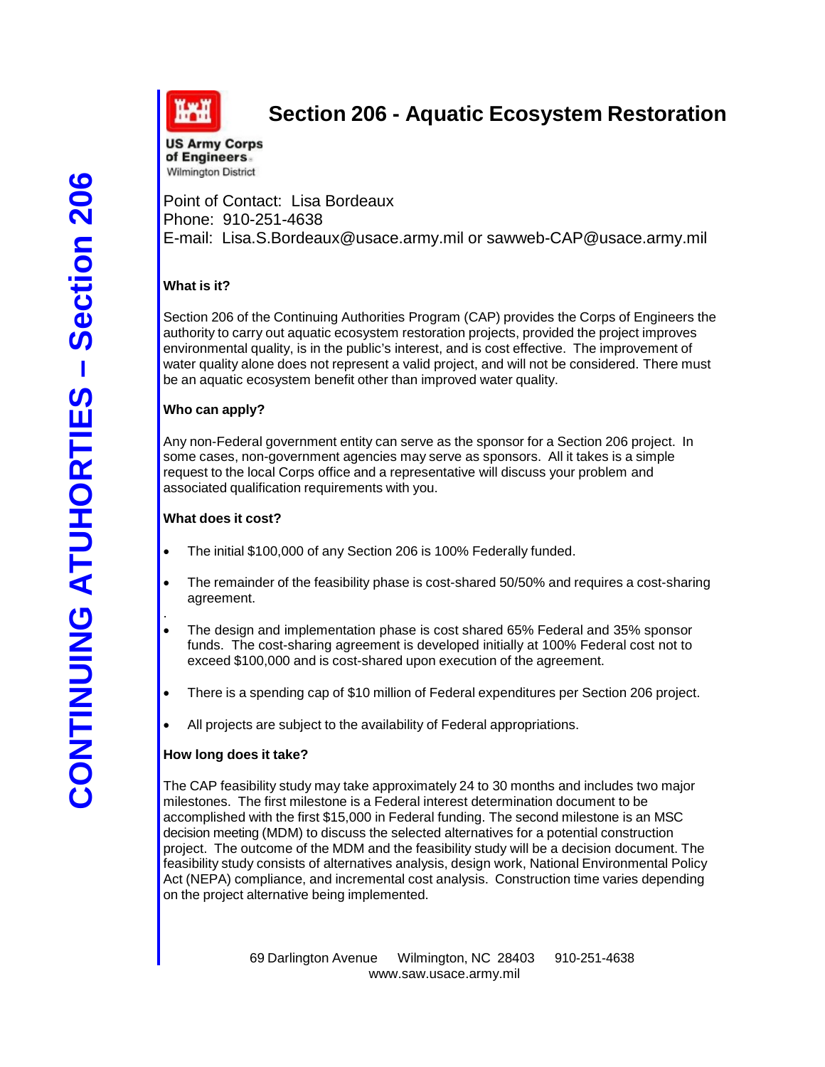US Army Corps of Engineers
Wilmington District

# Section 206 - Aquatic Ecosystem Restoration

CONTINUING ATUHORTIES – Section 206

Point of Contact: Lisa Bordeaux
Phone: 910-251-4638
E-mail: Lisa.S.Bordeaux@usace.army.mil or sawweb-CAP@usace.army.mil

**What is it?**

Section 206 of the Continuing Authorities Program (CAP) provides the Corps of Engineers the authority to carry out aquatic ecosystem restoration projects, provided the project improves environmental quality, is in the public's interest, and is cost effective. The improvement of water quality alone does not represent a valid project, and will not be considered. There must be an aquatic ecosystem benefit other than improved water quality.

**Who can apply?**

Any non-Federal government entity can serve as the sponsor for a Section 206 project. In some cases, non-government agencies may serve as sponsors. All it takes is a simple request to the local Corps office and a representative will discuss your problem and associated qualification requirements with you.

**What does it cost?**

- The initial $100,000 of any Section 206 is 100% Federally funded.
- The remainder of the feasibility phase is cost-shared 50/50% and requires a cost-sharing agreement.
- The design and implementation phase is cost shared 65% Federal and 35% sponsor funds. The cost-sharing agreement is developed initially at 100% Federal cost not to exceed $100,000 and is cost-shared upon execution of the agreement.
- There is a spending cap of $10 million of Federal expenditures per Section 206 project.
- All projects are subject to the availability of Federal appropriations.

**How long does it take?**

The CAP feasibility study may take approximately 24 to 30 months and includes two major milestones. The first milestone is a Federal interest determination document to be accomplished with the first $15,000 in Federal funding. The second milestone is an MSC decision meeting (MDM) to discuss the selected alternatives for a potential construction project. The outcome of the MDM and the feasibility study will be a decision document. The feasibility study consists of alternatives analysis, design work, National Environmental Policy Act (NEPA) compliance, and incremental cost analysis. Construction time varies depending on the project alternative being implemented.

69 Darlington Avenue Wilmington, NC 28403 910-251-4638
www.saw.usace.army.mil